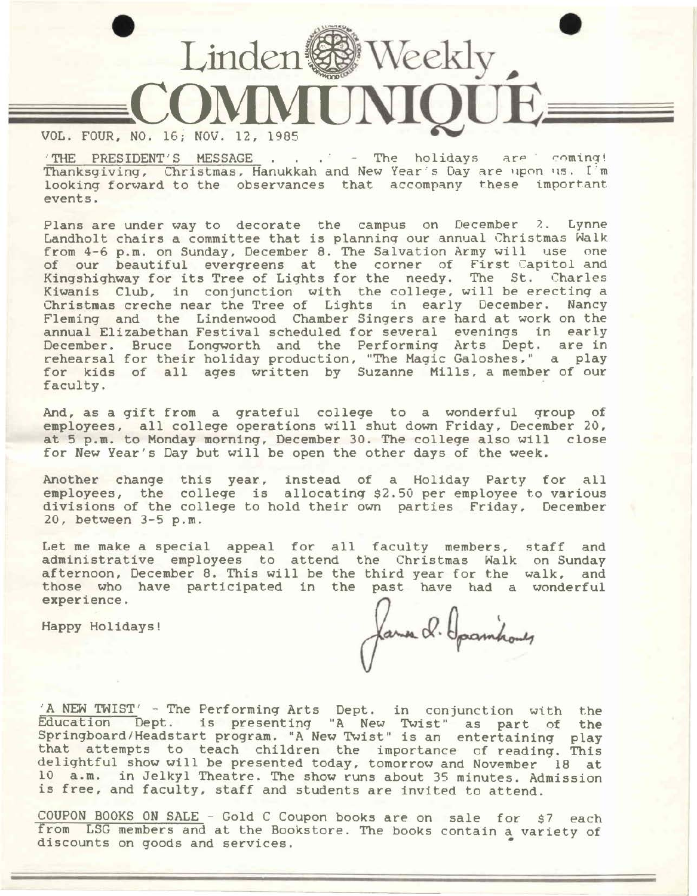# Linden Weekly COMMUNIQUE

VOL. FOUR, NO. 16; NOV. 12, 1985

THE PRESIDENT'S MESSAGE . . . - The holidays are coming! Thanksgiving, Christmas, Hanukkah and New Year's Day are upon us. I'm looking forward to the observances that accompany these important events.

Plans are under way to decorate the campus on December 2. Lynne Landholt chairs a committee that is planning our annual Christmas Walk from 4-6 p.m. on Sunday, December 8. The Salvation Army will use one of our beautiful evergreens at the corner of First Capitol and Kingshighway for its Tree of Lights for the needy. The St. Charles Kiwanis Club, in conjunction with the college, will be erecting a Christmas creche near the Tree of Lights in early December. Nancy Fleming and the Lindenwood Chamber Singers are hard at work on the annual Elizabethan Festival scheduled for several evenings in early December. Bruce Longworth and the Performing Arts Dept. are in rehearsal for their holiday production, "The Magic Galoshes," a play for kids of all ages written by Suzanne Mills, a member of our faculty.

And, as a gift from a grateful college to a wonderful group of employees, all college operations will shut down Friday, December 20, at 5 p.m. to Monday morning, December 30. The college also will close for New Year's Day but will be open the other days of the week.

Another change this year, instead of a Holiday Party for all employees, the college is allocating $2.50 per employee to various divisions of the college to hold their own parties Friday, December 20, between 3-5 p.m.

Let me make a special appeal for all faculty members, staff and administrative employees to attend the Christmas Walk on Sunday afternoon, December 8. This will be the third year for the walk, and those who have participated in the past have had a wonderful experience.

Happy Holidays!

James I. Spainhower

'A NEW TWIST' - The Performing Arts Dept. in conjunction with the Education Dept. is presenting "A New Twist" as part of the Springboard/Headstart program. "A New Twist" is an entertaining play that attempts to teach children the importance of reading. This delightful show will be presented today, tomorrow and November 18 at 10 a.m. in Jelkyl Theatre. The show runs about 35 minutes. Admission is free, and faculty, staff and students are invited to attend.

COUPON BOOKS ON SALE - Gold C Coupon books are on sale for $7 each from LSG members and at the Bookstore. The books contain a variety of discounts on goods and services.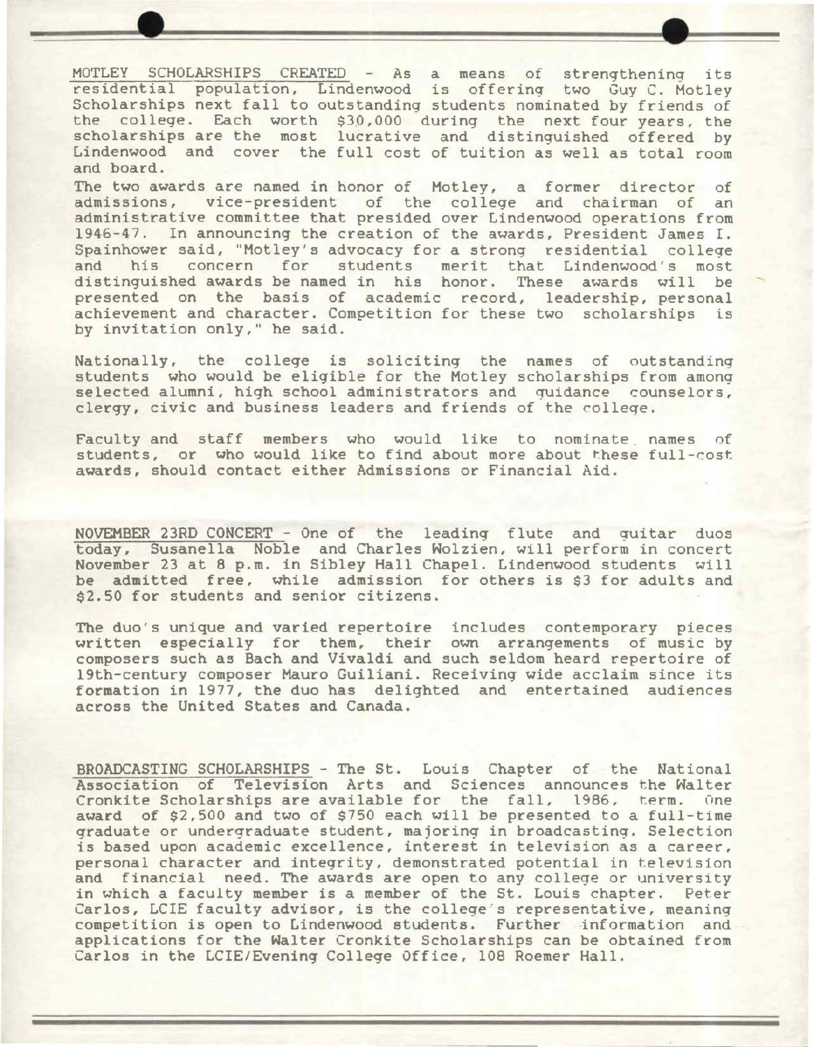MOTLEY SCHOLARSHIPS CREATED - As a means of strengthening its residential population, Lindenwood is offering two Guy C. Motley Scholarships next fall to outstanding students nominated by friends of the college. Each worth $30,000 during the next four years, the scholarships are the most lucrative and distinguished offered by Lindenwood and cover the full cost of tuition as well as total room and board.

The two awards are named in honor of Motley, a former director of admissions, vice-president of the college and chairman of an administrative committee that presided over Lindenwood operations from 1946-47. In announcing the creation of the awards, President James I. Spainhower said, "Motley's advocacy for a strong residential college and his concern for students merit that Lindenwood's most distinguished awards be named in his honor. These awards will be presented on the basis of academic record, leadership, personal achievement and character. Competition for these two scholarships is by invitation only," he said.

Nationally, the college is soliciting the names of outstanding students who would be eligible for the Motley scholarships from among selected alumni, high school administrators and guidance counselors, clergy, civic and business leaders and friends of the college.

Faculty and staff members who would like to nominate names of students, or who would like to find about more about these full-cost awards, should contact either Admissions or Financial Aid.

NOVEMBER 23RD CONCERT - One of the leading flute and guitar duos today, Susanella Noble and Charles Wolzien, will perform in concert November 23 at 8 p.m. in Sibley Hall Chapel. Lindenwood students will be admitted free, while admission for others is $3 for adults and $2.50 for students and senior citizens.

The duo's unique and varied repertoire includes contemporary pieces written especially for them, their own arrangements of music by composers such as Bach and Vivaldi and such seldom heard repertoire of 19th-century composer Mauro Guiliani. Receiving wide acclaim since its formation in 1977, the duo has delighted and entertained audiences across the United States and Canada.

BROADCASTING SCHOLARSHIPS - The St. Louis Chapter of the National Association of Television Arts and Sciences announces the Walter Cronkite Scholarships are available for the fall, 1986, term. One award of $2,500 and two of $750 each will be presented to a full-time graduate or undergraduate student, majoring in broadcasting. Selection is based upon academic excellence, interest in television as a career, personal character and integrity, demonstrated potential in television and financial need. The awards are open to any college or university in which a faculty member is a member of the St. Louis chapter. Peter Carlos, LCIE faculty advisor, is the college's representative, meaning competition is open to Lindenwood students. Further information and applications for the Walter Cronkite Scholarships can be obtained from Carlos in the LCIE/Evening College Office, 108 Roemer Hall.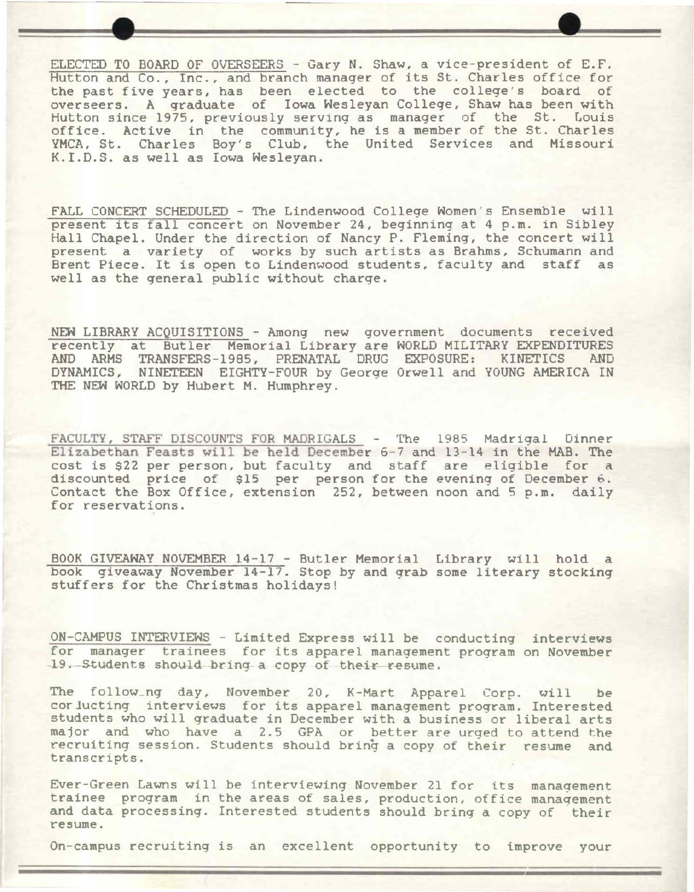ELECTED TO BOARD OF OVERSEERS - Gary N. Shaw, a vice-president of E.F. Hutton and Co., Inc., and branch manager of its St. Charles office for the past five years, has been elected to the college's board of overseers. A graduate of Iowa Wesleyan College, Shaw has been with Hutton since 1975, previously serving as manager of the St. Louis office. Active in the community, he is a member of the St. Charles YMCA, St. Charles Boy's Club, the United Services and Missouri K.I.D.S. as well as Iowa Wesleyan.

FALL CONCERT SCHEDULED - The Lindenwood College Women's Ensemble will present its fall concert on November 24, beginning at 4 p.m. in Sibley Hall Chapel. Under the direction of Nancy P. Fleming, the concert will present a variety of works by such artists as Brahms, Schumann and Brent Piece. It is open to Lindenwood students, faculty and staff as well as the general public without charge.

NEW LIBRARY ACQUISITIONS - Among new government documents received recently at Butler Memorial Library are WORLD MILITARY EXPENDITURES AND ARMS TRANSFERS-1985, PRENATAL DRUG EXPOSURE: KINETICS AND DYNAMICS, NINETEEN EIGHTY-FOUR by George Orwell and YOUNG AMERICA IN THE NEW WORLD by Hubert M. Humphrey.

FACULTY, STAFF DISCOUNTS FOR MADRIGALS - The 1985 Madrigal Dinner Elizabethan Feasts will be held December 6-7 and 13-14 in the MAB. The cost is $22 per person, but faculty and staff are eligible for a discounted price of $15 per person for the evening of December 6. Contact the Box Office, extension 252, between noon and 5 p.m. daily for reservations.

BOOK GIVEAWAY NOVEMBER 14-17 - Butler Memorial Library will hold a book giveaway November 14-17. Stop by and grab some literary stocking stuffers for the Christmas holidays!

ON-CAMPUS INTERVIEWS - Limited Express will be conducting interviews for manager trainees for its apparel management program on November 19. Students should bring a copy of their resume.

The following day, November 20, K-Mart Apparel Corp. will be conducting interviews for its apparel management program. Interested students who will graduate in December with a business or liberal arts major and who have a 2.5 GPA or better are urged to attend the recruiting session. Students should bring a copy of their resume and transcripts.

Ever-Green Lawns will be interviewing November 21 for its management trainee program in the areas of sales, production, office management and data processing. Interested students should bring a copy of their resume.

On-campus recruiting is an excellent opportunity to improve your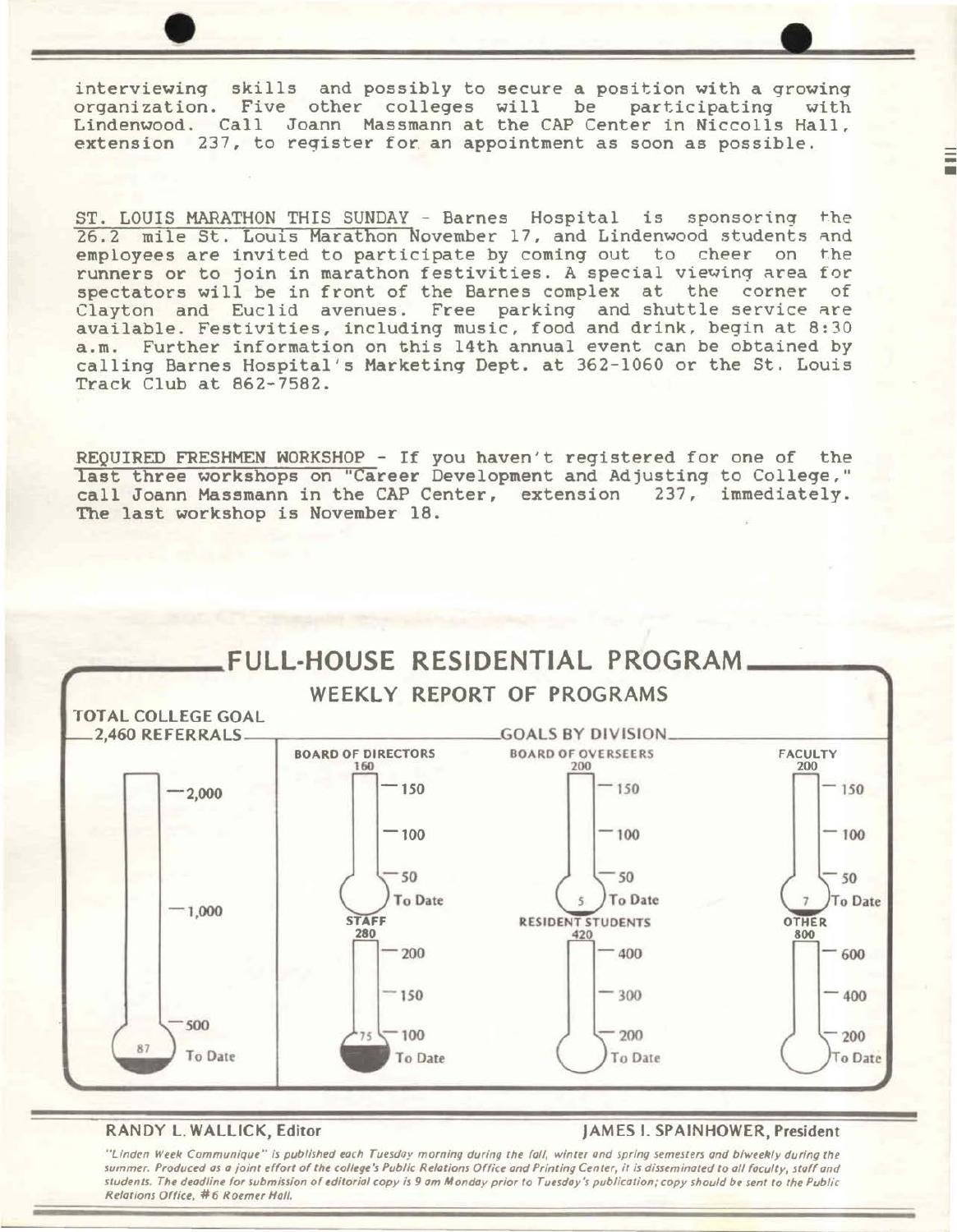interviewing skills and possibly to secure a position with a growing organization. Five other colleges will be participating with Lindenwood. Call Joann Massmann at the CAP Center in Niccolls Hall, extension 237, to register for an appointment as soon as possible.

ST. LOUIS MARATHON THIS SUNDAY - Barnes Hospital is sponsoring the 26.2 mile St. Louis Marathon November 17, and Lindenwood students and employees are invited to participate by coming out to cheer on the runners or to join in marathon festivities. A special viewing area for spectators will be in front of the Barnes complex at the corner of Clayton and Euclid avenues. Free parking and shuttle service are available. Festivities, including music, food and drink, begin at 8:30 a.m. Further information on this 14th annual event can be obtained by calling Barnes Hospital's Marketing Dept. at 362-1060 or the St. Louis Track Club at 862-7582.

REQUIRED FRESHMEN WORKSHOP - If you haven't registered for one of the last three workshops on "Career Development and Adjusting to College," call Joann Massmann in the CAP Center, extension 237, immediately. The last workshop is November 18.

## FULL-HOUSE RESIDENTIAL PROGRAM

### WEEKLY REPORT OF PROGRAMS

TOTAL COLLEGE GOAL
2,460 REFERRALS

2,000
1,000
500
87 To Date

GOALS BY DIVISION

BOARD OF DIRECTORS
160
150
100
50
To Date

BOARD OF OVERSEERS
200
150
100
50
5 To Date

FACULTY
200
150
100
50
7 To Date

STAFF
280
200
150
100
75 To Date

RESIDENT STUDENTS
420
400
300
200
To Date

OTHER
800
600
400
200
To Date

RANDY L. WALLICK, Editor

JAMES I. SPAINHOWER, President

*"Linden Week Communique" is published each Tuesday morning during the fall, winter and spring semesters and biweekly during the summer. Produced as a joint effort of the college's Public Relations Office and Printing Center, it is disseminated to all faculty, staff and students. The deadline for submission of editorial copy is 9 am Monday prior to Tuesday's publication; copy should be sent to the Public Relations Office, #6 Roemer Hall.*